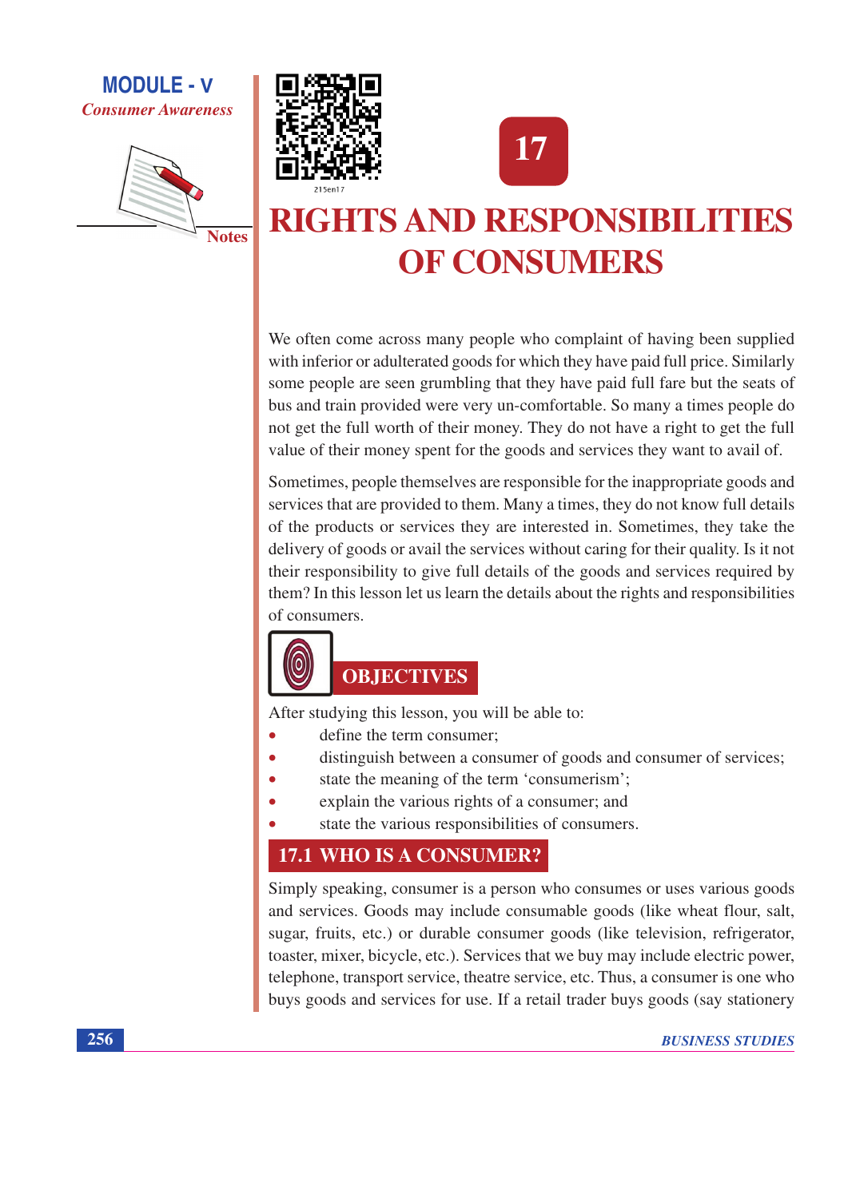# 17

# RIGHTS AND RESPONSIBILITIES OF CONSUMERS

We often come across many people who complaint of having been supplied with inferior or adulterated goods for which they have paid full price. Similarly some people are seen grumbling that they have paid full fare but the seats of bus and train provided were very un-comfortable. So many a times people do not get the full worth of their money. They do not have a right to get the full value of their money spent for the goods and services they want to avail of.

Sometimes, people themselves are responsible for the inappropriate goods and services that are provided to them. Many a times, they do not know full details of the products or services they are interested in. Sometimes, they take the delivery of goods or avail the services without caring for their quality. Is it not their responsibility to give full details of the goods and services required by them? In this lesson let us learn the details about the rights and responsibilities of consumers.

## OBJECTIVES

After studying this lesson, you will be able to:

- define the term consumer;
- distinguish between a consumer of goods and consumer of services;
- state the meaning of the term 'consumerism';
- explain the various rights of a consumer; and
- state the various responsibilities of consumers.

## 17.1 WHO IS A CONSUMER?

Simply speaking, consumer is a person who consumes or uses various goods and services. Goods may include consumable goods (like wheat flour, salt, sugar, fruits, etc.) or durable consumer goods (like television, refrigerator, toaster, mixer, bicycle, etc.). Services that we buy may include electric power, telephone, transport service, theatre service, etc. Thus, a consumer is one who buys goods and services for use. If a retail trader buys goods (say stationery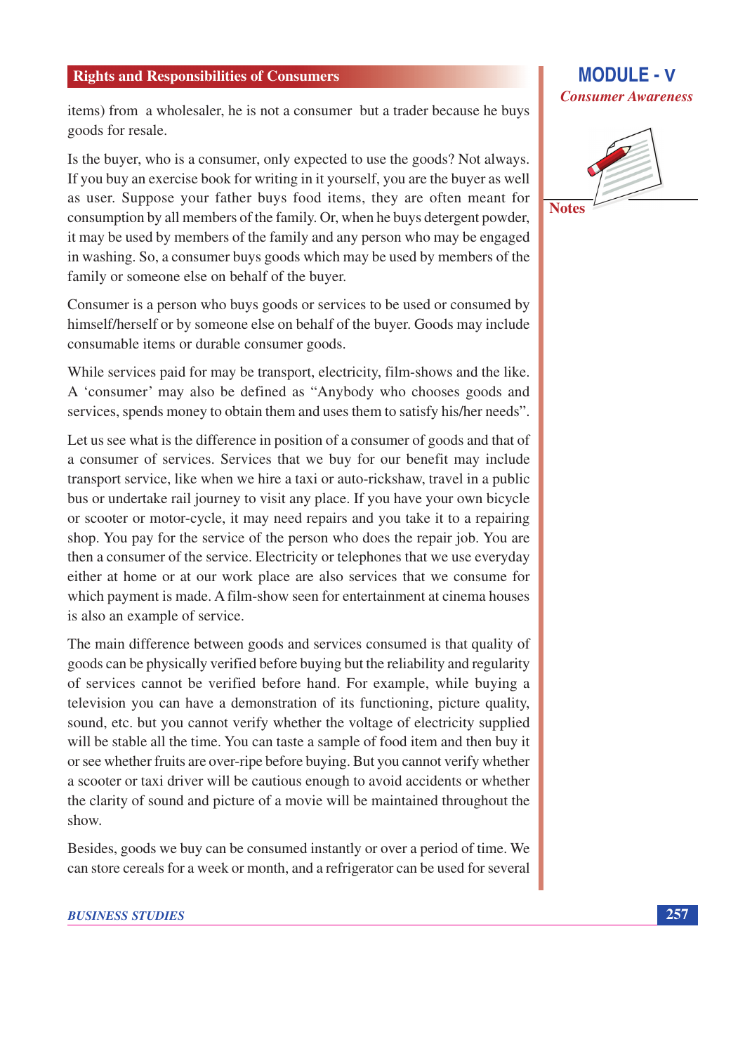items) from a wholesaler, he is not a consumer but a trader because he buys goods for resale.

Is the buyer, who is a consumer, only expected to use the goods? Not always. If you buy an exercise book for writing in it yourself, you are the buyer as well as user. Suppose your father buys food items, they are often meant for consumption by all members of the family. Or, when he buys detergent powder, it may be used by members of the family and any person who may be engaged in washing. So, a consumer buys goods which may be used by members of the family or someone else on behalf of the buyer.

Consumer is a person who buys goods or services to be used or consumed by himself/herself or by someone else on behalf of the buyer. Goods may include consumable items or durable consumer goods.

While services paid for may be transport, electricity, film-shows and the like. A 'consumer' may also be defined as "Anybody who chooses goods and services, spends money to obtain them and uses them to satisfy his/her needs".

Let us see what is the difference in position of a consumer of goods and that of a consumer of services. Services that we buy for our benefit may include transport service, like when we hire a taxi or auto-rickshaw, travel in a public bus or undertake rail journey to visit any place. If you have your own bicycle or scooter or motor-cycle, it may need repairs and you take it to a repairing shop. You pay for the service of the person who does the repair job. You are then a consumer of the service. Electricity or telephones that we use everyday either at home or at our work place are also services that we consume for which payment is made. A film-show seen for entertainment at cinema houses is also an example of service.

The main difference between goods and services consumed is that quality of goods can be physically verified before buying but the reliability and regularity of services cannot be verified before hand. For example, while buying a television you can have a demonstration of its functioning, picture quality, sound, etc. but you cannot verify whether the voltage of electricity supplied will be stable all the time. You can taste a sample of food item and then buy it or see whether fruits are over-ripe before buying. But you cannot verify whether a scooter or taxi driver will be cautious enough to avoid accidents or whether the clarity of sound and picture of a movie will be maintained throughout the show.

Besides, goods we buy can be consumed instantly or over a period of time. We can store cereals for a week or month, and a refrigerator can be used for several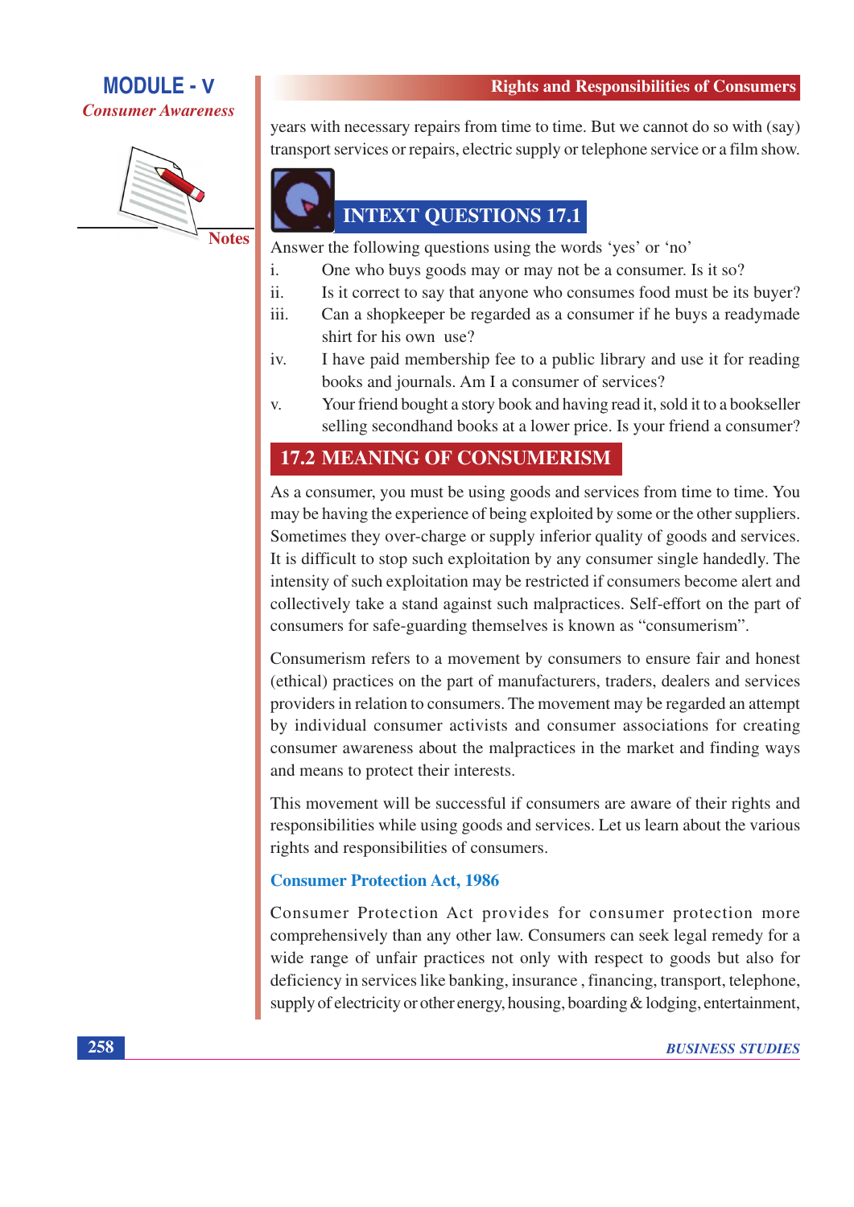years with necessary repairs from time to time. But we cannot do so with (say) transport services or repairs, electric supply or telephone service or a film show.

## INTEXT QUESTIONS 17.1

Answer the following questions using the words 'yes' or 'no'

i. One who buys goods may or may not be a consumer. Is it so?

ii. Is it correct to say that anyone who consumes food must be its buyer?

iii. Can a shopkeeper be regarded as a consumer if he buys a readymade shirt for his own use?

iv. I have paid membership fee to a public library and use it for reading books and journals. Am I a consumer of services?

v. Your friend bought a story book and having read it, sold it to a bookseller selling secondhand books at a lower price. Is your friend a consumer?

## 17.2 MEANING OF CONSUMERISM

As a consumer, you must be using goods and services from time to time. You may be having the experience of being exploited by some or the other suppliers. Sometimes they over-charge or supply inferior quality of goods and services. It is difficult to stop such exploitation by any consumer single handedly. The intensity of such exploitation may be restricted if consumers become alert and collectively take a stand against such malpractices. Self-effort on the part of consumers for safe-guarding themselves is known as "consumerism".

Consumerism refers to a movement by consumers to ensure fair and honest (ethical) practices on the part of manufacturers, traders, dealers and services providers in relation to consumers. The movement may be regarded an attempt by individual consumer activists and consumer associations for creating consumer awareness about the malpractices in the market and finding ways and means to protect their interests.

This movement will be successful if consumers are aware of their rights and responsibilities while using goods and services. Let us learn about the various rights and responsibilities of consumers.

### Consumer Protection Act, 1986

Consumer Protection Act provides for consumer protection more comprehensively than any other law. Consumers can seek legal remedy for a wide range of unfair practices not only with respect to goods but also for deficiency in services like banking, insurance , financing, transport, telephone, supply of electricity or other energy, housing, boarding & lodging, entertainment,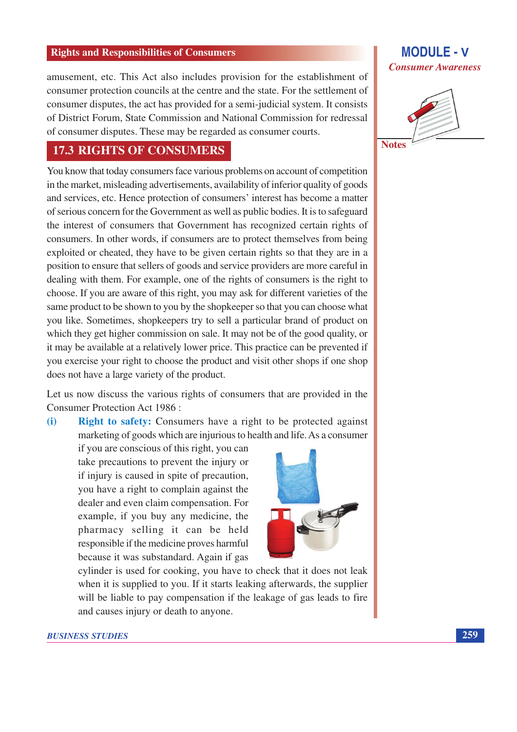amusement, etc. This Act also includes provision for the establishment of consumer protection councils at the centre and the state. For the settlement of consumer disputes, the act has provided for a semi-judicial system. It consists of District Forum, State Commission and National Commission for redressal of consumer disputes. These may be regarded as consumer courts.

## 17.3 RIGHTS OF CONSUMERS

You know that today consumers face various problems on account of competition in the market, misleading advertisements, availability of inferior quality of goods and services, etc. Hence protection of consumers' interest has become a matter of serious concern for the Government as well as public bodies. It is to safeguard the interest of consumers that Government has recognized certain rights of consumers. In other words, if consumers are to protect themselves from being exploited or cheated, they have to be given certain rights so that they are in a position to ensure that sellers of goods and service providers are more careful in dealing with them. For example, one of the rights of consumers is the right to choose. If you are aware of this right, you may ask for different varieties of the same product to be shown to you by the shopkeeper so that you can choose what you like. Sometimes, shopkeepers try to sell a particular brand of product on which they get higher commission on sale. It may not be of the good quality, or it may be available at a relatively lower price. This practice can be prevented if you exercise your right to choose the product and visit other shops if one shop does not have a large variety of the product.

Let us now discuss the various rights of consumers that are provided in the Consumer Protection Act 1986 :

**(i)** **Right to safety:** Consumers have a right to be protected against marketing of goods which are injurious to health and life. As a consumer if you are conscious of this right, you can take precautions to prevent the injury or if injury is caused in spite of precaution, you have a right to complain against the dealer and even claim compensation. For example, if you buy any medicine, the pharmacy selling it can be held responsible if the medicine proves harmful because it was substandard. Again if gas cylinder is used for cooking, you have to check that it does not leak when it is supplied to you. If it starts leaking afterwards, the supplier will be liable to pay compensation if the leakage of gas leads to fire and causes injury or death to anyone.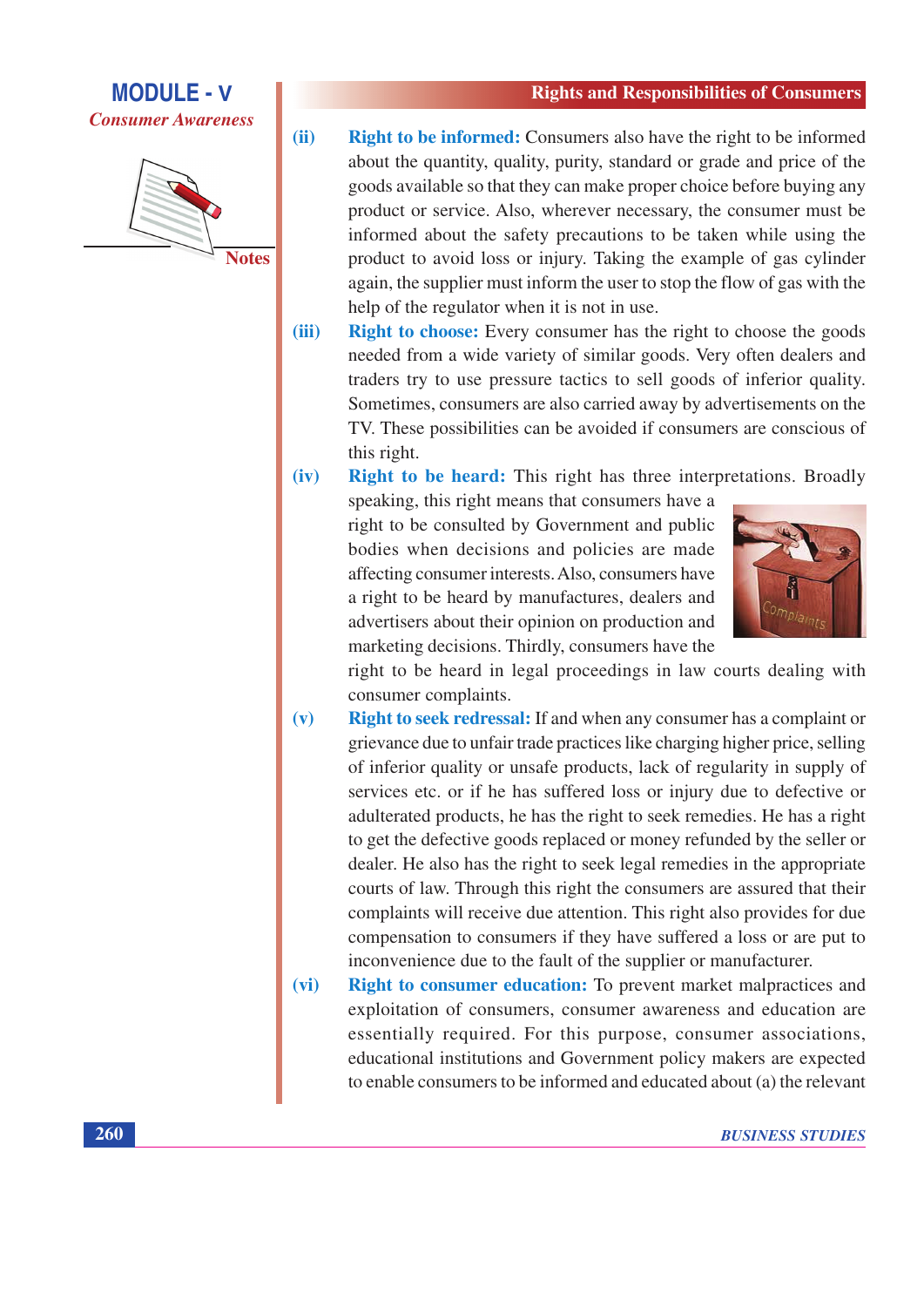(ii) **Right to be informed:** Consumers also have the right to be informed about the quantity, quality, purity, standard or grade and price of the goods available so that they can make proper choice before buying any product or service. Also, wherever necessary, the consumer must be informed about the safety precautions to be taken while using the product to avoid loss or injury. Taking the example of gas cylinder again, the supplier must inform the user to stop the flow of gas with the help of the regulator when it is not in use.

(iii) **Right to choose:** Every consumer has the right to choose the goods needed from a wide variety of similar goods. Very often dealers and traders try to use pressure tactics to sell goods of inferior quality. Sometimes, consumers are also carried away by advertisements on the TV. These possibilities can be avoided if consumers are conscious of this right.

(iv) **Right to be heard:** This right has three interpretations. Broadly speaking, this right means that consumers have a right to be consulted by Government and public bodies when decisions and policies are made affecting consumer interests. Also, consumers have a right to be heard by manufacturers, dealers and advertisers about their opinion on production and marketing decisions. Thirdly, consumers have the right to be heard in legal proceedings in law courts dealing with consumer complaints.

(v) **Right to seek redressal:** If and when any consumer has a complaint or grievance due to unfair trade practices like charging higher price, selling of inferior quality or unsafe products, lack of regularity in supply of services etc. or if he has suffered loss or injury due to defective or adulterated products, he has the right to seek remedies. He has a right to get the defective goods replaced or money refunded by the seller or dealer. He also has the right to seek legal remedies in the appropriate courts of law. Through this right the consumers are assured that their complaints will receive due attention. This right also provides for due compensation to consumers if they have suffered a loss or are put to inconvenience due to the fault of the supplier or manufacturer.

(vi) **Right to consumer education:** To prevent market malpractices and exploitation of consumers, consumer awareness and education are essentially required. For this purpose, consumer associations, educational institutions and Government policy makers are expected to enable consumers to be informed and educated about (a) the relevant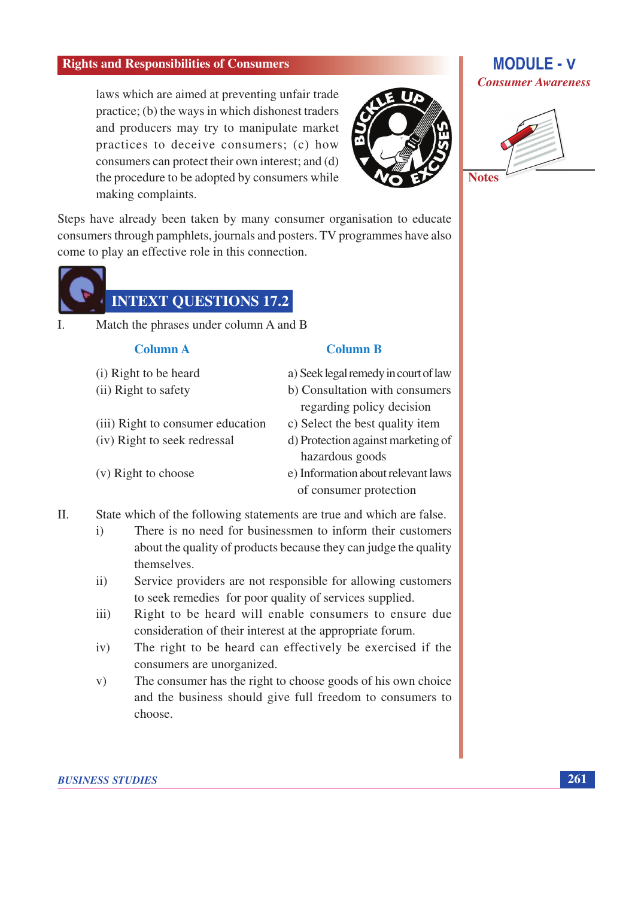laws which are aimed at preventing unfair trade practice; (b) the ways in which dishonest traders and producers may try to manipulate market practices to deceive consumers; (c) how consumers can protect their own interest; and (d) the procedure to be adopted by consumers while making complaints.

Steps have already been taken by many consumer organisation to educate consumers through pamphlets, journals and posters. TV programmes have also come to play an effective role in this connection.

## INTEXT QUESTIONS 17.2

I. Match the phrases under column A and B

| Column A | Column B |
|---|---|
| (i) Right to be heard | a) Seek legal remedy in court of law |
| (ii) Right to safety | b) Consultation with consumers regarding policy decision |
| (iii) Right to consumer education | c) Select the best quality item |
| (iv) Right to seek redressal | d) Protection against marketing of hazardous goods |
| (v) Right to choose | e) Information about relevant laws of consumer protection |

II. State which of the following statements are true and which are false.

i) There is no need for businessmen to inform their customers about the quality of products because they can judge the quality themselves.

ii) Service providers are not responsible for allowing customers to seek remedies for poor quality of services supplied.

iii) Right to be heard will enable consumers to ensure due consideration of their interest at the appropriate forum.

iv) The right to be heard can effectively be exercised if the consumers are unorganized.

v) The consumer has the right to choose goods of his own choice and the business should give full freedom to consumers to choose.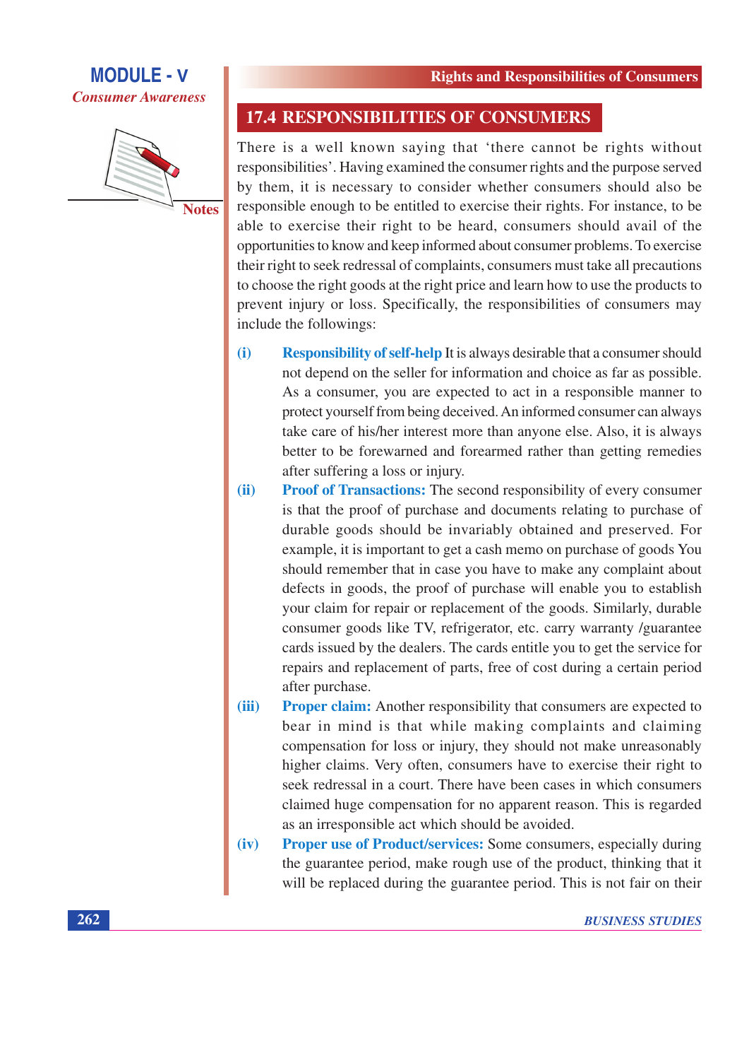## 17.4 RESPONSIBILITIES OF CONSUMERS

There is a well known saying that 'there cannot be rights without responsibilities'. Having examined the consumer rights and the purpose served by them, it is necessary to consider whether consumers should also be responsible enough to be entitled to exercise their rights. For instance, to be able to exercise their right to be heard, consumers should avail of the opportunities to know and keep informed about consumer problems. To exercise their right to seek redressal of complaints, consumers must take all precautions to choose the right goods at the right price and learn how to use the products to prevent injury or loss. Specifically, the responsibilities of consumers may include the followings:

(i) **Responsibility of self-help** It is always desirable that a consumer should not depend on the seller for information and choice as far as possible. As a consumer, you are expected to act in a responsible manner to protect yourself from being deceived. An informed consumer can always take care of his/her interest more than anyone else. Also, it is always better to be forewarned and forearmed rather than getting remedies after suffering a loss or injury.

(ii) **Proof of Transactions:** The second responsibility of every consumer is that the proof of purchase and documents relating to purchase of durable goods should be invariably obtained and preserved. For example, it is important to get a cash memo on purchase of goods You should remember that in case you have to make any complaint about defects in goods, the proof of purchase will enable you to establish your claim for repair or replacement of the goods. Similarly, durable consumer goods like TV, refrigerator, etc. carry warranty /guarantee cards issued by the dealers. The cards entitle you to get the service for repairs and replacement of parts, free of cost during a certain period after purchase.

(iii) **Proper claim:** Another responsibility that consumers are expected to bear in mind is that while making complaints and claiming compensation for loss or injury, they should not make unreasonably higher claims. Very often, consumers have to exercise their right to seek redressal in a court. There have been cases in which consumers claimed huge compensation for no apparent reason. This is regarded as an irresponsible act which should be avoided.

(iv) **Proper use of Product/services:** Some consumers, especially during the guarantee period, make rough use of the product, thinking that it will be replaced during the guarantee period. This is not fair on their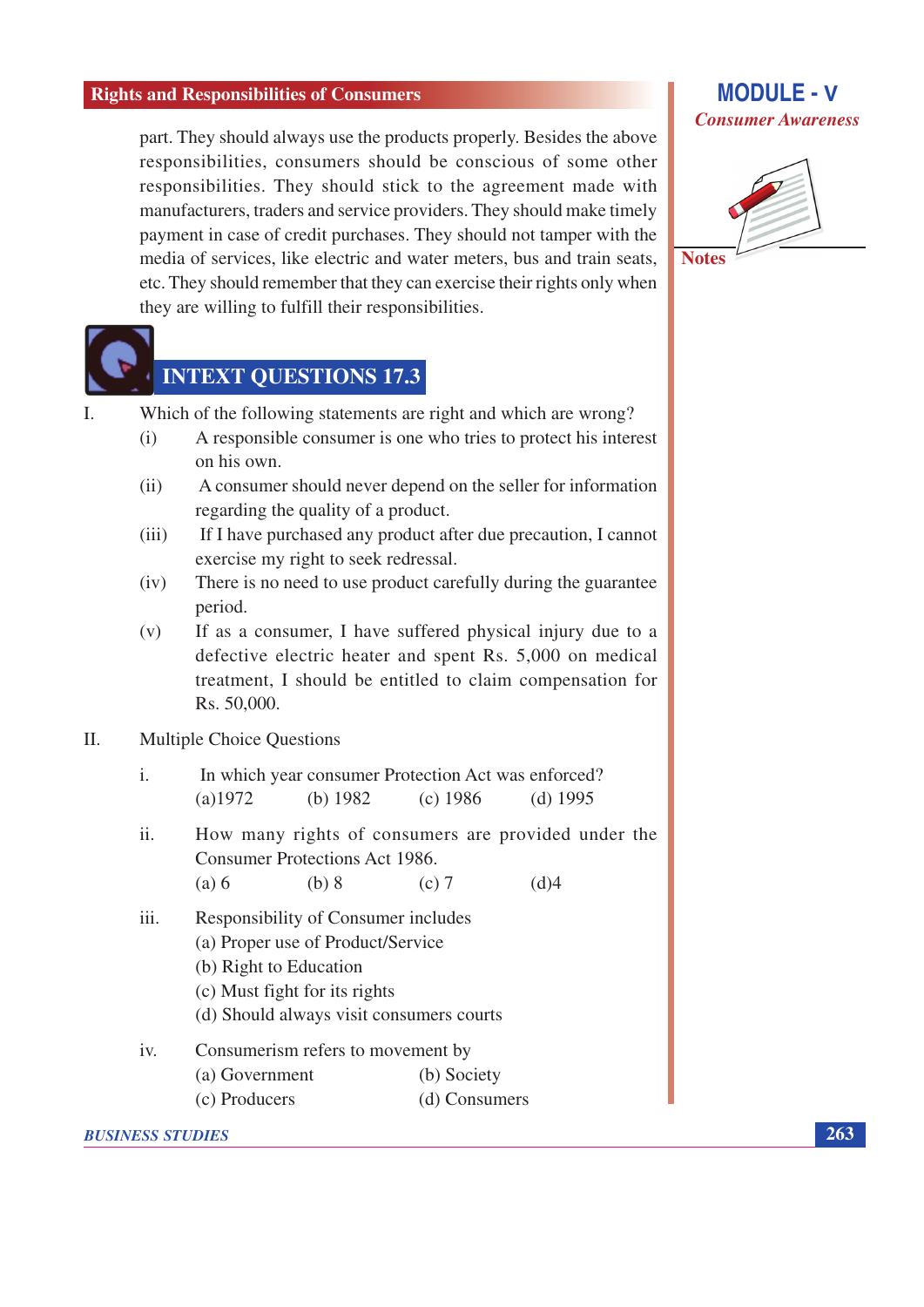part. They should always use the products properly. Besides the above responsibilities, consumers should be conscious of some other responsibilities. They should stick to the agreement made with manufacturers, traders and service providers. They should make timely payment in case of credit purchases. They should not tamper with the media of services, like electric and water meters, bus and train seats, etc. They should remember that they can exercise their rights only when they are willing to fulfill their responsibilities.

## INTEXT QUESTIONS 17.3

I. Which of the following statements are right and which are wrong?

(i) A responsible consumer is one who tries to protect his interest on his own.

(ii) A consumer should never depend on the seller for information regarding the quality of a product.

(iii) If I have purchased any product after due precaution, I cannot exercise my right to seek redressal.

(iv) There is no need to use product carefully during the guarantee period.

(v) If as a consumer, I have suffered physical injury due to a defective electric heater and spent Rs. 5,000 on medical treatment, I should be entitled to claim compensation for Rs. 50,000.

II. Multiple Choice Questions

i. In which year consumer Protection Act was enforced?
(a) 1972 (b) 1982 (c) 1986 (d) 1995

ii. How many rights of consumers are provided under the Consumer Protections Act 1986.
(a) 6 (b) 8 (c) 7 (d) 4

iii. Responsibility of Consumer includes
(a) Proper use of Product/Service
(b) Right to Education
(c) Must fight for its rights
(d) Should always visit consumers courts

iv. Consumerism refers to movement by
(a) Government (b) Society
(c) Producers (d) Consumers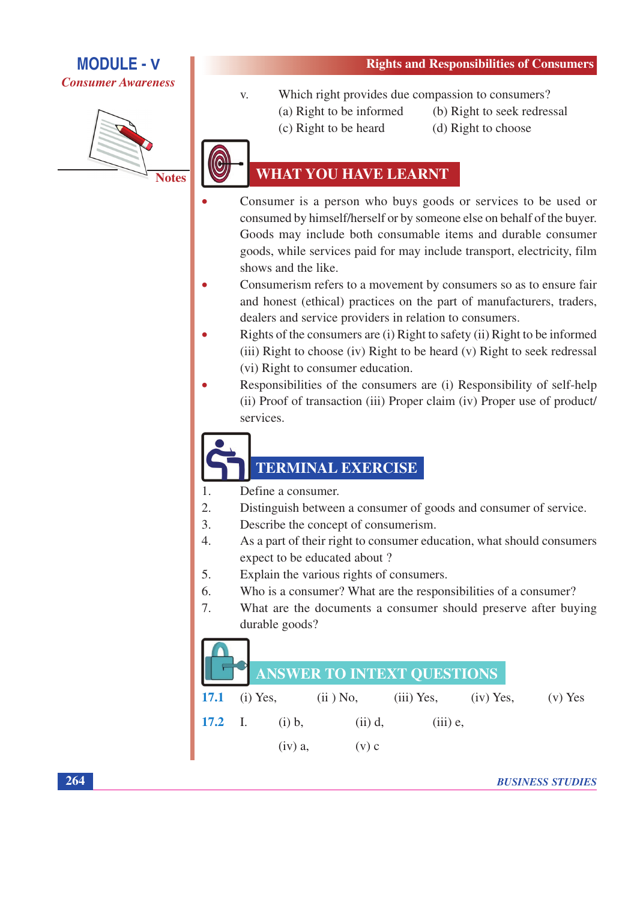v. Which right provides due compassion to consumers?
   (a) Right to be informed (b) Right to seek redressal
   (c) Right to be heard (d) Right to choose

## WHAT YOU HAVE LEARNT

- Consumer is a person who buys goods or services to be used or consumed by himself/herself or by someone else on behalf of the buyer. Goods may include both consumable items and durable consumer goods, while services paid for may include transport, electricity, film shows and the like.
- Consumerism refers to a movement by consumers so as to ensure fair and honest (ethical) practices on the part of manufacturers, traders, dealers and service providers in relation to consumers.
- Rights of the consumers are (i) Right to safety (ii) Right to be informed (iii) Right to choose (iv) Right to be heard (v) Right to seek redressal (vi) Right to consumer education.
- Responsibilities of the consumers are (i) Responsibility of self-help (ii) Proof of transaction (iii) Proper claim (iv) Proper use of product/ services.

## TERMINAL EXERCISE

1. Define a consumer.
2. Distinguish between a consumer of goods and consumer of service.
3. Describe the concept of consumerism.
4. As a part of their right to consumer education, what should consumers expect to be educated about ?
5. Explain the various rights of consumers.
6. Who is a consumer? What are the responsibilities of a consumer?
7. What are the documents a consumer should preserve after buying durable goods?

## ANSWER TO INTEXT QUESTIONS

**17.1** (i) Yes, (ii ) No, (iii) Yes, (iv) Yes, (v) Yes

**17.2** I. (i) b, (ii) d, (iii) e, (iv) a, (v) c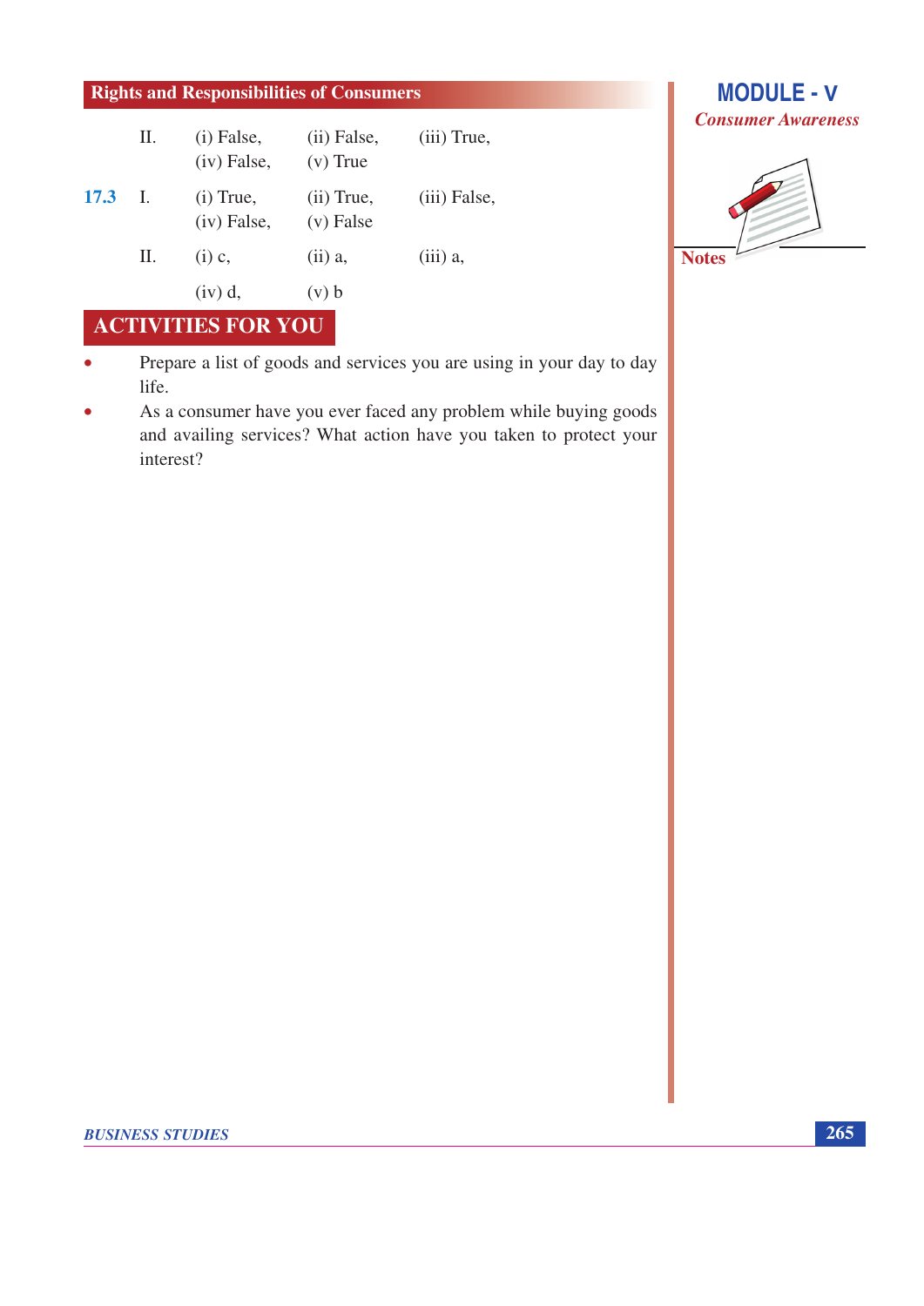II. (i) False, (ii) False, (iii) True,
(iv) False, (v) True

**17.3** I. (i) True, (ii) True, (iii) False,
(iv) False, (v) False

II. (i) c, (ii) a, (iii) a,
(iv) d, (v) b

## ACTIVITIES FOR YOU

- Prepare a list of goods and services you are using in your day to day life.
- As a consumer have you ever faced any problem while buying goods and availing services? What action have you taken to protect your interest?